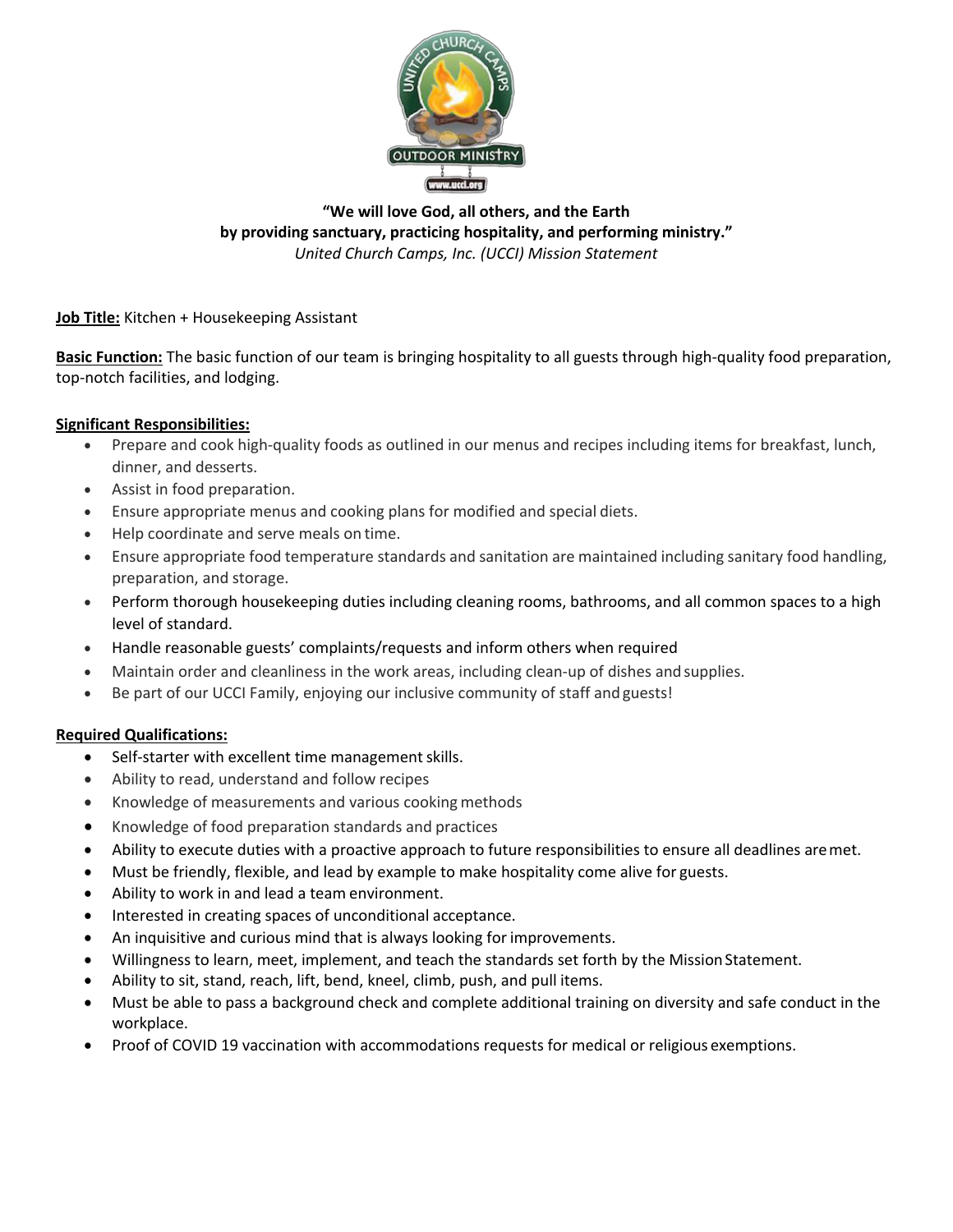**"We will love God, all others, and the Earth by providing sanctuary, practicing hospitality, and performing ministry."**

*United Church Camps, Inc. (UCCI) Mission Statement*

**Job Title:** Kitchen + Housekeeping Assistant

**Basic Function:** The basic function of our team is bringing hospitality to all guests through high-quality food preparation, top-notch facilities, and lodging.

**Significant Responsibilities:**

- Prepare and cook high-quality foods as outlined in our menus and recipes including items for breakfast, lunch, dinner, and desserts.
- Assist in food preparation.
- Ensure appropriate menus and cooking plans for modified and special diets.
- Help coordinate and serve meals on time.
- Ensure appropriate food temperature standards and sanitation are maintained including sanitary food handling, preparation, and storage.
- Perform thorough housekeeping duties including cleaning rooms, bathrooms, and all common spaces to a high level of standard.
- Handle reasonable guests' complaints/requests and inform others when required
- Maintain order and cleanliness in the work areas, including clean-up of dishes and supplies.
- Be part of our UCCI Family, enjoying our inclusive community of staff and guests!

**Required Qualifications:**

- Self-starter with excellent time management skills.
- Ability to read, understand and follow recipes
- Knowledge of measurements and various cooking methods
- Knowledge of food preparation standards and practices
- Ability to execute duties with a proactive approach to future responsibilities to ensure all deadlines are met.
- Must be friendly, flexible, and lead by example to make hospitality come alive for guests.
- Ability to work in and lead a team environment.
- Interested in creating spaces of unconditional acceptance.
- An inquisitive and curious mind that is always looking for improvements.
- Willingness to learn, meet, implement, and teach the standards set forth by the Mission Statement.
- Ability to sit, stand, reach, lift, bend, kneel, climb, push, and pull items.
- Must be able to pass a background check and complete additional training on diversity and safe conduct in the workplace.
- Proof of COVID 19 vaccination with accommodations requests for medical or religious exemptions.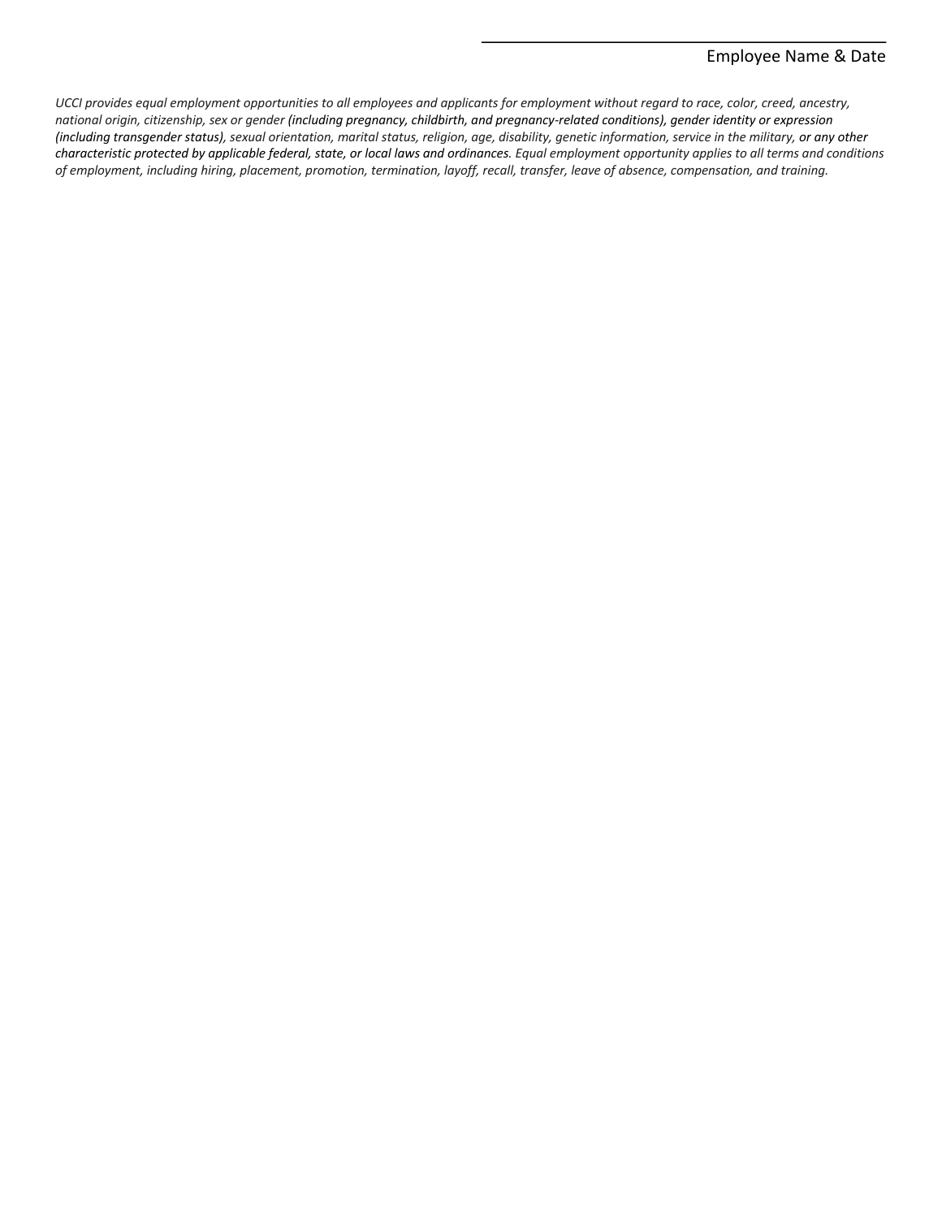\_\_\_\_\_\_\_\_\_\_\_\_\_\_\_\_\_\_\_\_\_\_\_\_\_\_\_\_\_\_\_\_\_\_\_\_\_\_\_\_

Employee Name & Date

*UCCI provides equal employment opportunities to all employees and applicants for employment without regard to race, color, creed, ancestry, national origin, citizenship, sex or gender (including pregnancy, childbirth, and pregnancy-related conditions), gender identity or expression (including transgender status), sexual orientation, marital status, religion, age, disability, genetic information, service in the military, or any other characteristic protected by applicable federal, state, or local laws and ordinances. Equal employment opportunity applies to all terms and conditions of employment, including hiring, placement, promotion, termination, layoff, recall, transfer, leave of absence, compensation, and training.*